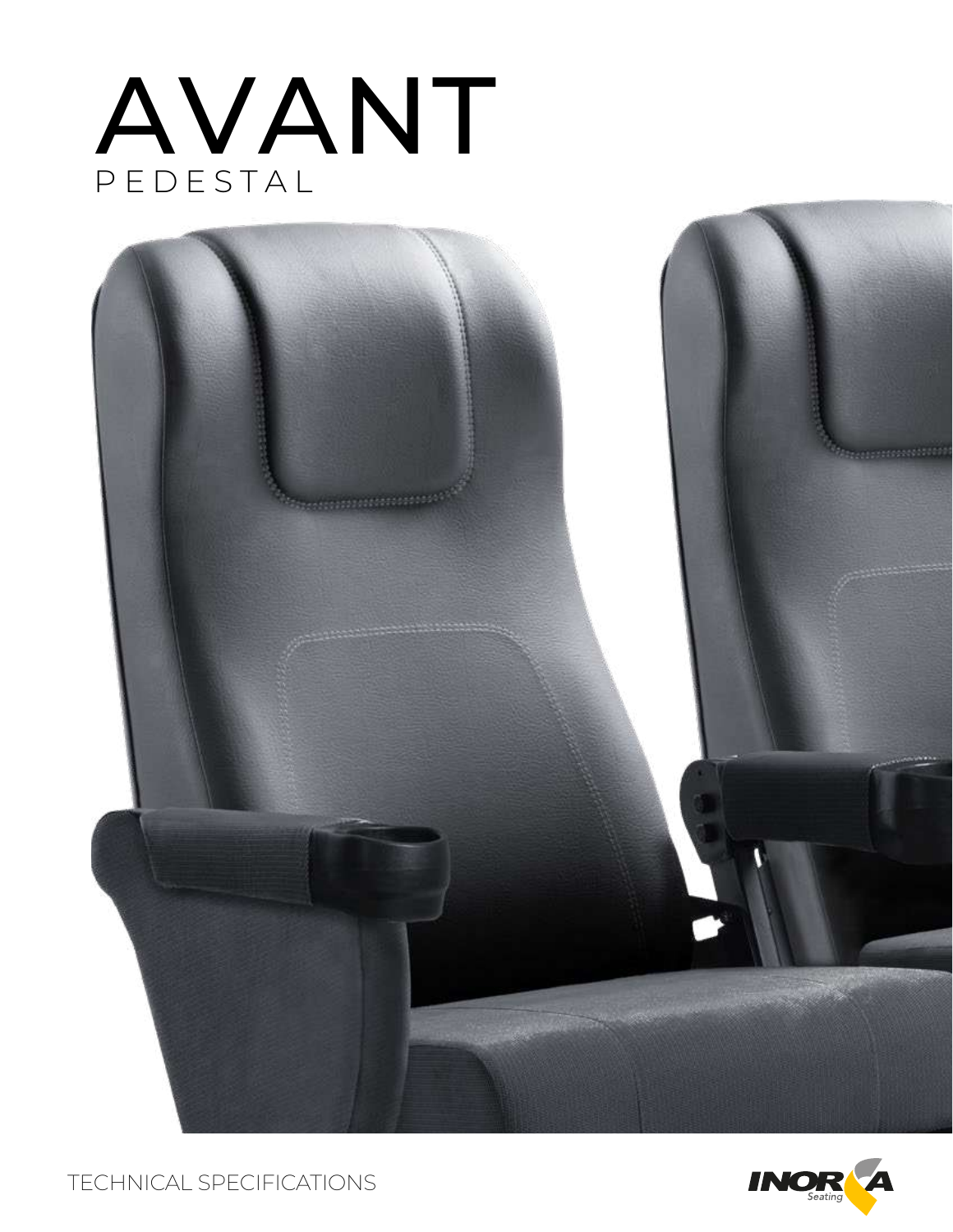# AVANT

PEDESTAL

TECHNICAL SPECIFICATIONS

INORCA Seating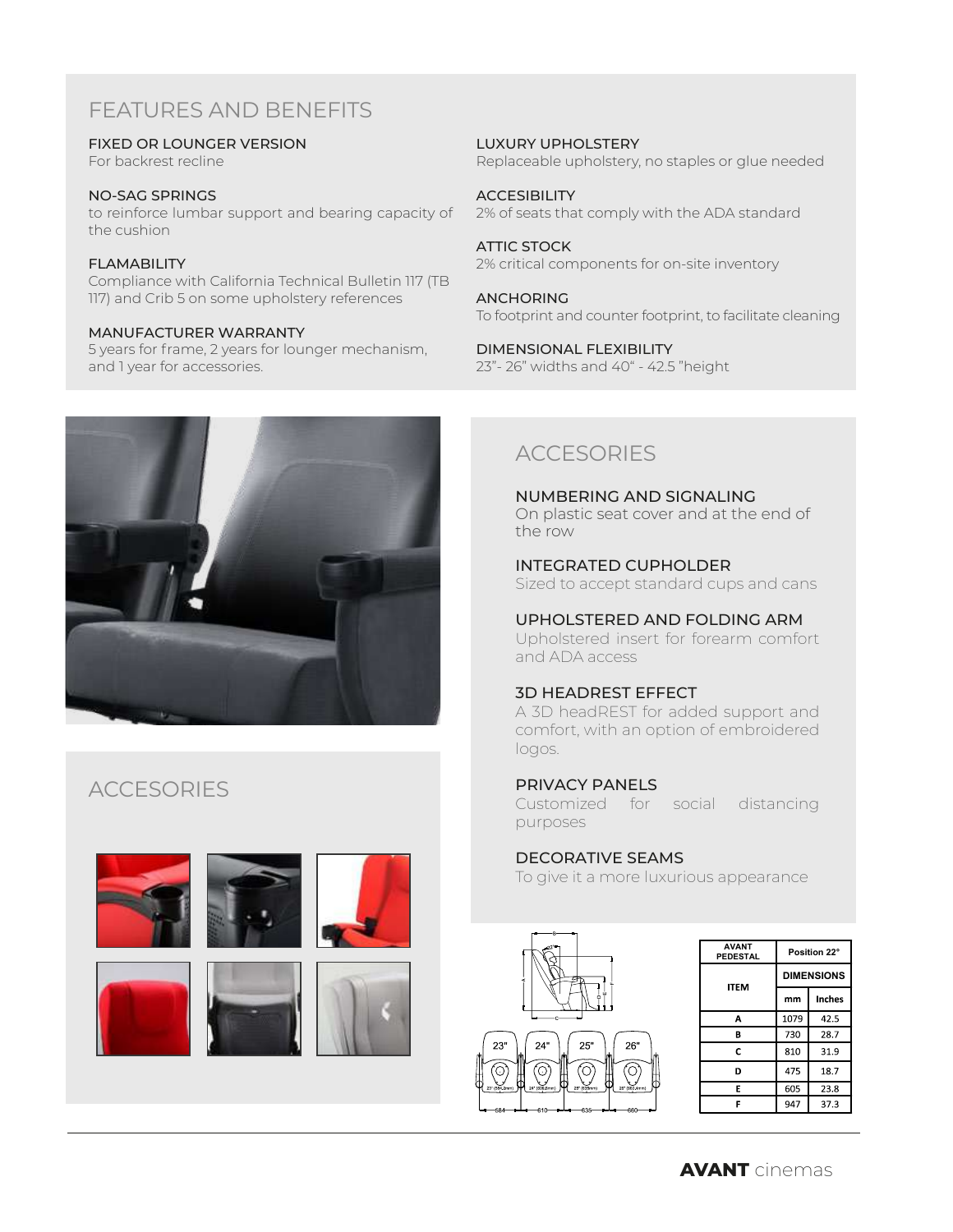## FEATURES AND BENEFITS

**FIXED OR LOUNGER VERSION**
For backrest recline

**NO-SAG SPRINGS**
to reinforce lumbar support and bearing capacity of the cushion

**FLAMABILITY**
Compliance with California Technical Bulletin 117 (TB 117) and Crib 5 on some upholstery references

**MANUFACTURER WARRANTY**
5 years for frame, 2 years for lounger mechanism, and 1 year for accessories.

**LUXURY UPHOLSTERY**
Replaceable upholstery, no staples or glue needed

**ACCESIBILITY**
2% of seats that comply with the ADA standard

**ATTIC STOCK**
2% critical components for on-site inventory

**ANCHORING**
To footprint and counter footprint, to facilitate cleaning

**DIMENSIONAL FLEXIBILITY**
23"- 26" widths and 40" - 42.5 "height

## ACCESORIES

## ACCESORIES

**NUMBERING AND SIGNALING**
On plastic seat cover and at the end of the row

**INTEGRATED CUPHOLDER**
Sized to accept standard cups and cans

**UPHOLSTERED AND FOLDING ARM**
Upholstered insert for forearm comfort and ADA access

**3D HEADREST EFFECT**
A 3D headREST for added support and comfort, with an option of embroidered logos.

**PRIVACY PANELS**
Customized for social distancing purposes

**DECORATIVE SEAMS**
To give it a more luxurious appearance

23" 24" 25" 26"

23" (584.2mm) 24" (609.6mm) 25" (635mm) 26" (660.4mm)

584 610 635 660

| AVANT PEDESTAL | Position 22° | |
|---|---|---|
| ITEM | DIMENSIONS | |
| | mm | Inches |
| A | 1079 | 42.5 |
| B | 730 | 28.7 |
| C | 810 | 31.9 |
| D | 475 | 18.7 |
| E | 605 | 23.8 |
| F | 947 | 37.3 |

**AVANT** cinemas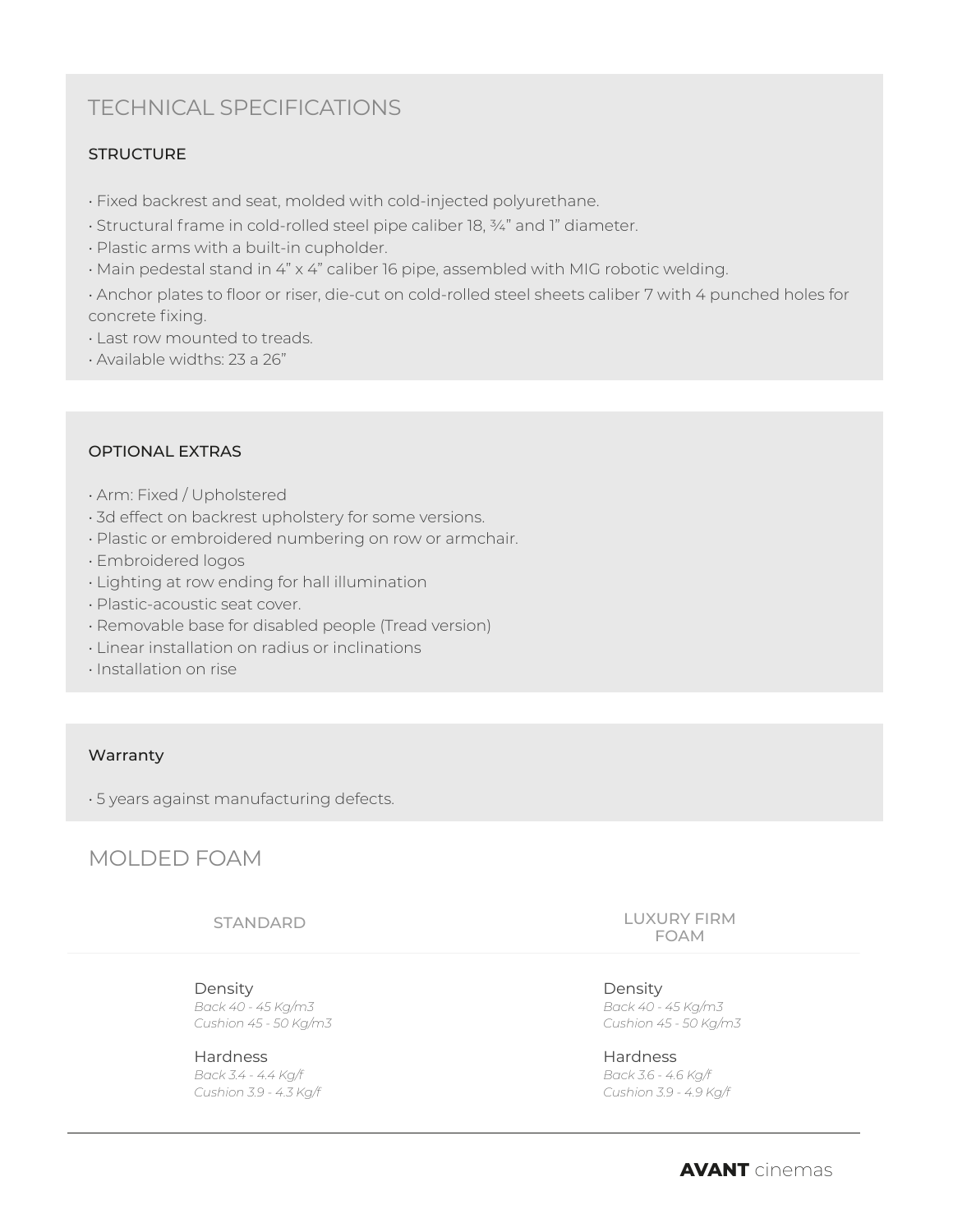# TECHNICAL SPECIFICATIONS

### STRUCTURE

- Fixed backrest and seat, molded with cold-injected polyurethane.
- Structural frame in cold-rolled steel pipe caliber 18, ¾" and 1" diameter.
- Plastic arms with a built-in cupholder.
- Main pedestal stand in 4" x 4" caliber 16 pipe, assembled with MIG robotic welding.
- Anchor plates to floor or riser, die-cut on cold-rolled steel sheets caliber 7 with 4 punched holes for concrete fixing.
- Last row mounted to treads.
- Available widths: 23 a 26"

### OPTIONAL EXTRAS

- Arm: Fixed / Upholstered
- 3d effect on backrest upholstery for some versions.
- Plastic or embroidered numbering on row or armchair.
- Embroidered logos
- Lighting at row ending for hall illumination
- Plastic-acoustic seat cover.
- Removable base for disabled people (Tread version)
- Linear installation on radius or inclinations
- Installation on rise

### Warranty

- 5 years against manufacturing defects.

# MOLDED FOAM

| STANDARD | LUXURY FIRM FOAM |
|---|---|
| Density<br>*Back 40 - 45 Kg/m3*<br>*Cushion 45 - 50 Kg/m3* | Density<br>*Back 40 - 45 Kg/m3*<br>*Cushion 45 - 50 Kg/m3* |
| Hardness<br>*Back 3.4 - 4.4 Kg/f*<br>*Cushion 3.9 - 4.3 Kg/f* | Hardness<br>*Back 3.6 - 4.6 Kg/f*<br>*Cushion 3.9 - 4.9 Kg/f* |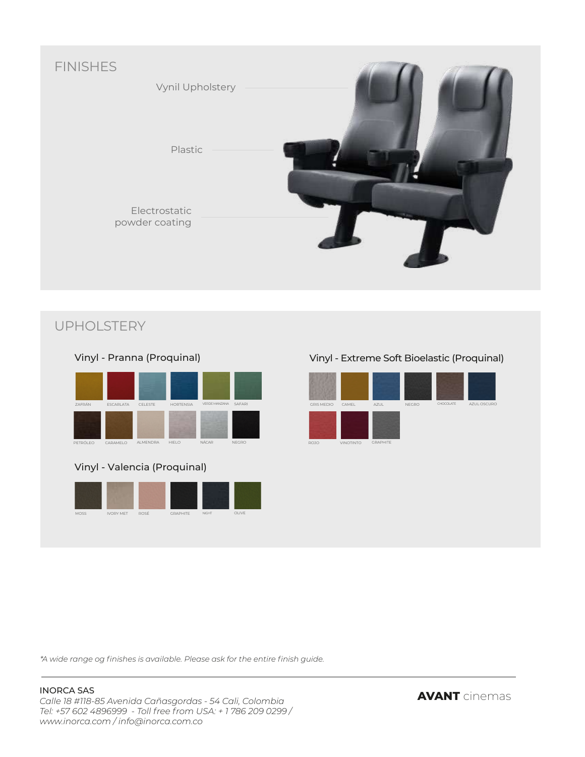# FINISHES

Vynil Upholstery

Plastic

Electrostatic powder coating

# UPHOLSTERY

## Vinyl - Pranna (Proquinal)

ZAFRÁN, ESCARLATA, CELESTE, HORTENSIA, VERDE MANZANA, SAFARI

PETRÓLEO, CARAMELO, ALMENDRA, HIELO, NÁCAR, NEGRO

## Vinyl - Valencia (Proquinal)

MOSS, IVORY MET, ROSÉ, GRAPHITE, NIGHT, OLIVE

## Vinyl - Extreme Soft Bioelastic (Proquinal)

GRIS MEDIO, CAMEL, AZUL, NEGRO, CHOCOLATE, AZUL OSCURO

ROJO, VINOTINTO, GRAPHITE

*\*A wide range og finishes is available. Please ask for the entire finish guide.*

INORCA SAS
*Calle 18 #118-85 Avenida Cañasgordas - 54 Cali, Colombia*
*Tel: +57 602 4896999 - Toll free from USA: + 1 786 209 0299 /*
*www.inorca.com / info@inorca.com.co*

**AVANT** cinemas